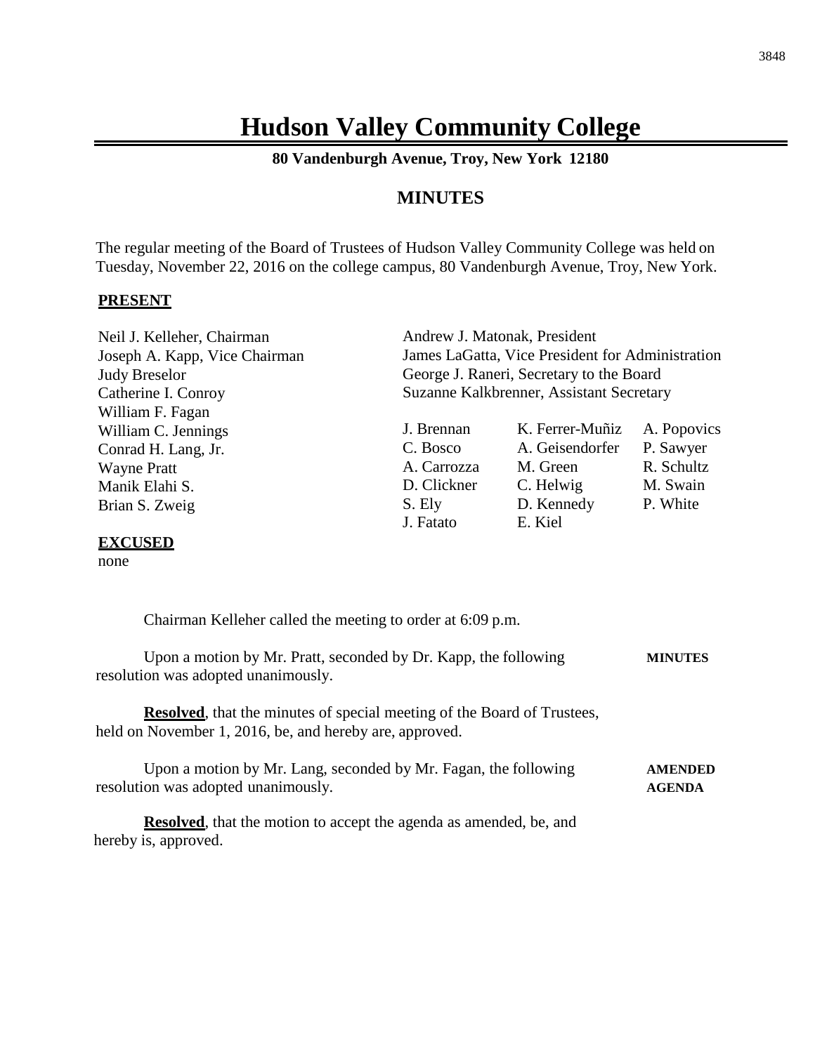# Hudson Valley Community College

**80 Vandenburgh Avenue, Troy, New York 12180**

## MINUTES

The regular meeting of the Board of Trustees of Hudson Valley Community College was held on Tuesday, November 22, 2016 on the college campus, 80 Vandenburgh Avenue, Troy, New York.

**PRESENT**

Neil J. Kelleher, Chairman
Joseph A. Kapp, Vice Chairman
Judy Breselor
Catherine I. Conroy
William F. Fagan
William C. Jennings
Conrad H. Lang, Jr.
Wayne Pratt
Manik Elahi S.
Brian S. Zweig

Andrew J. Matonak, President
James LaGatta, Vice President for Administration
George J. Raneri, Secretary to the Board
Suzanne Kalkbrenner, Assistant Secretary

| | | |
|---|---|---|
| J. Brennan | K. Ferrer-Muñiz | A. Popovics |
| C. Bosco | A. Geisendorfer | P. Sawyer |
| A. Carrozza | M. Green | R. Schultz |
| D. Clickner | C. Helwig | M. Swain |
| S. Ely | D. Kennedy | P. White |
| J. Fatato | E. Kiel | |

**EXCUSED**

none

Chairman Kelleher called the meeting to order at 6:09 p.m.

**MINUTES**

Upon a motion by Mr. Pratt, seconded by Dr. Kapp, the following resolution was adopted unanimously.

**Resolved**, that the minutes of special meeting of the Board of Trustees, held on November 1, 2016, be, and hereby are, approved.

**AMENDED AGENDA**

Upon a motion by Mr. Lang, seconded by Mr. Fagan, the following resolution was adopted unanimously.

**Resolved**, that the motion to accept the agenda as amended, be, and hereby is, approved.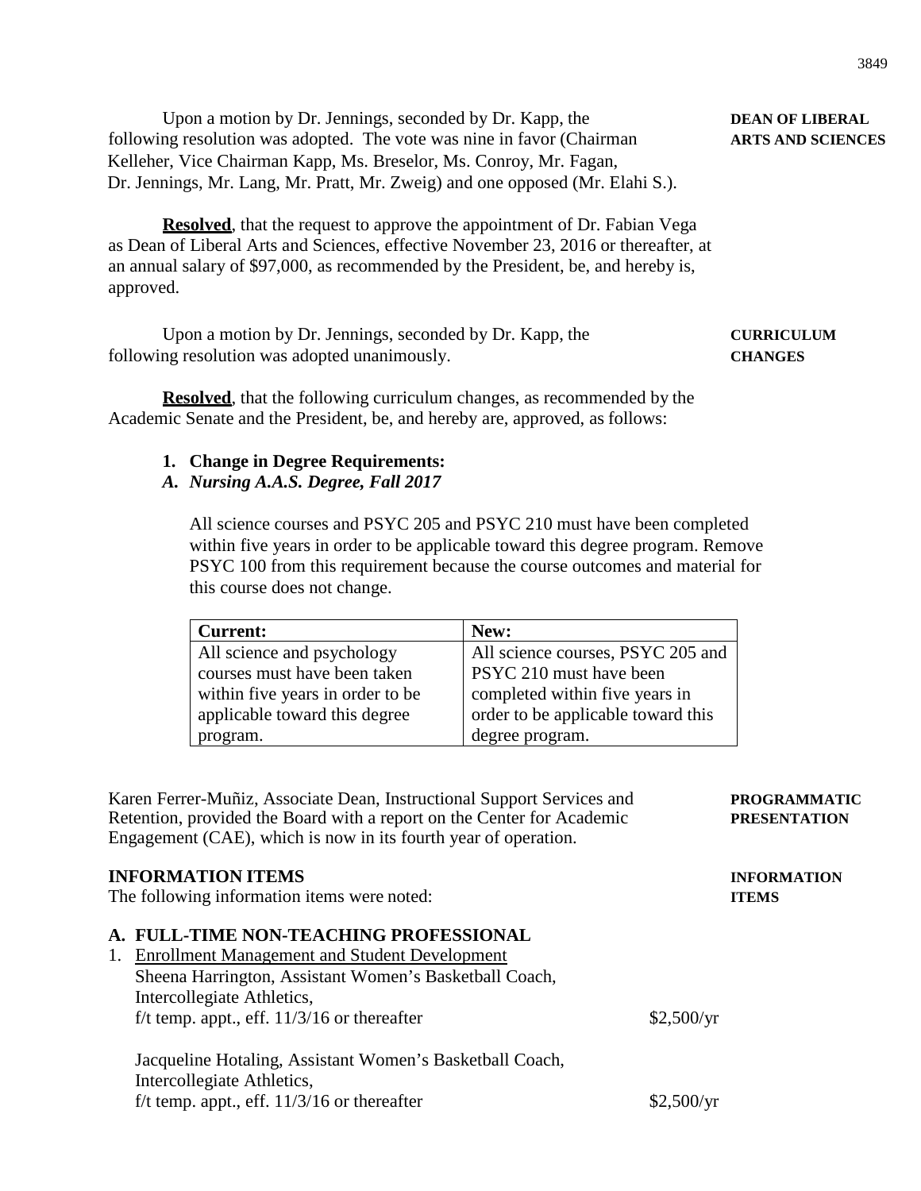Upon a motion by Dr. Jennings, seconded by Dr. Kapp, the following resolution was adopted. The vote was nine in favor (Chairman Kelleher, Vice Chairman Kapp, Ms. Breselor, Ms. Conroy, Mr. Fagan, Dr. Jennings, Mr. Lang, Mr. Pratt, Mr. Zweig) and one opposed (Mr. Elahi S.).

**DEAN OF LIBERAL ARTS AND SCIENCES**

**Resolved**, that the request to approve the appointment of Dr. Fabian Vega as Dean of Liberal Arts and Sciences, effective November 23, 2016 or thereafter, at an annual salary of $97,000, as recommended by the President, be, and hereby is, approved.

Upon a motion by Dr. Jennings, seconded by Dr. Kapp, the following resolution was adopted unanimously.

**CURRICULUM CHANGES**

**Resolved**, that the following curriculum changes, as recommended by the Academic Senate and the President, be, and hereby are, approved, as follows:

1. **Change in Degree Requirements:**

*A.* ***Nursing A.A.S. Degree, Fall 2017***

All science courses and PSYC 205 and PSYC 210 must have been completed within five years in order to be applicable toward this degree program. Remove PSYC 100 from this requirement because the course outcomes and material for this course does not change.

| Current: | New: |
|---|---|
| All science and psychology courses must have been taken within five years in order to be applicable toward this degree program. | All science courses, PSYC 205 and PSYC 210 must have been completed within five years in order to be applicable toward this degree program. |

Karen Ferrer-Muñiz, Associate Dean, Instructional Support Services and Retention, provided the Board with a report on the Center for Academic Engagement (CAE), which is now in its fourth year of operation.

**PROGRAMMATIC PRESENTATION**

**INFORMATION ITEMS**

**INFORMATION ITEMS**

The following information items were noted:

**A. FULL-TIME NON-TEACHING PROFESSIONAL**

1. Enrollment Management and Student Development

Sheena Harrington, Assistant Women's Basketball Coach, Intercollegiate Athletics, f/t temp. appt., eff. 11/3/16 or thereafter — $2,500/yr

Jacqueline Hotaling, Assistant Women's Basketball Coach, Intercollegiate Athletics, f/t temp. appt., eff. 11/3/16 or thereafter — $2,500/yr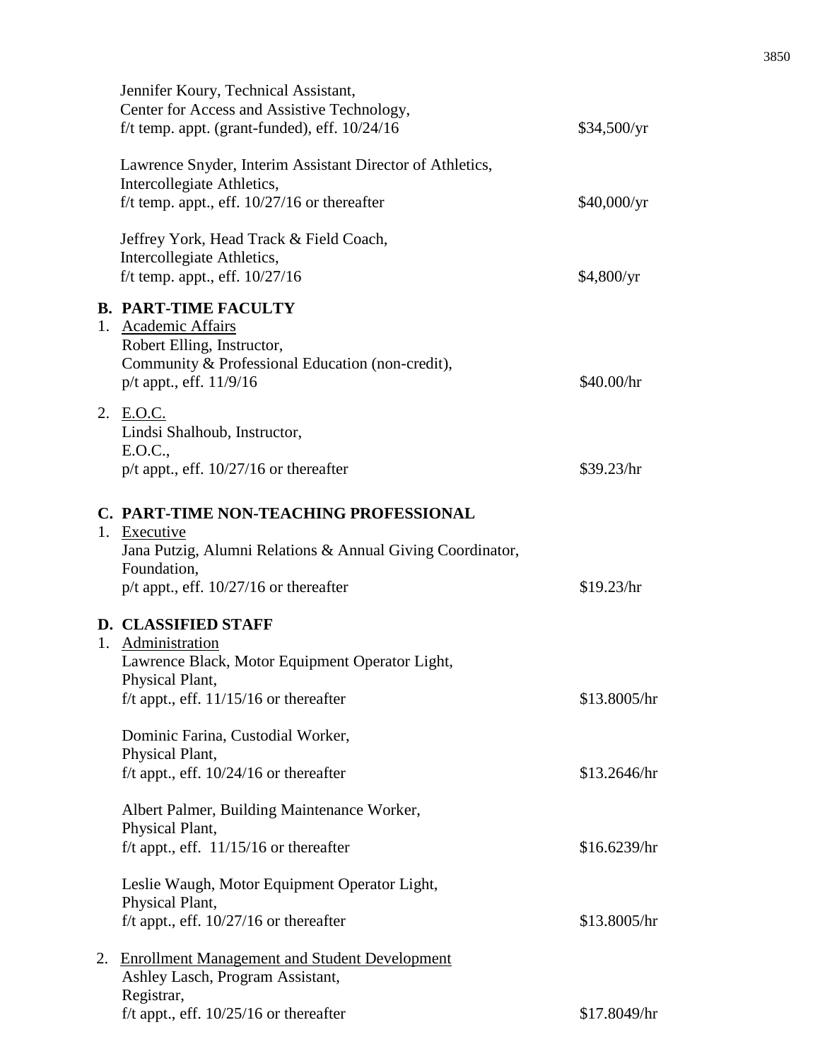Jennifer Koury, Technical Assistant,
Center for Access and Assistive Technology,
f/t temp. appt. (grant-funded), eff. 10/24/16 — $34,500/yr

Lawrence Snyder, Interim Assistant Director of Athletics,
Intercollegiate Athletics,
f/t temp. appt., eff. 10/27/16 or thereafter — $40,000/yr

Jeffrey York, Head Track & Field Coach,
Intercollegiate Athletics,
f/t temp. appt., eff. 10/27/16 — $4,800/yr

**B. PART-TIME FACULTY**

1. Academic Affairs

Robert Elling, Instructor,
Community & Professional Education (non-credit),
p/t appt., eff. 11/9/16 — $40.00/hr

2. E.O.C.

Lindsi Shalhoub, Instructor,
E.O.C.,
p/t appt., eff. 10/27/16 or thereafter — $39.23/hr

**C. PART-TIME NON-TEACHING PROFESSIONAL**

1. Executive

Jana Putzig, Alumni Relations & Annual Giving Coordinator,
Foundation,
p/t appt., eff. 10/27/16 or thereafter — $19.23/hr

**D. CLASSIFIED STAFF**

1. Administration

Lawrence Black, Motor Equipment Operator Light,
Physical Plant,
f/t appt., eff. 11/15/16 or thereafter — $13.8005/hr

Dominic Farina, Custodial Worker,
Physical Plant,
f/t appt., eff. 10/24/16 or thereafter — $13.2646/hr

Albert Palmer, Building Maintenance Worker,
Physical Plant,
f/t appt., eff. 11/15/16 or thereafter — $16.6239/hr

Leslie Waugh, Motor Equipment Operator Light,
Physical Plant,
f/t appt., eff. 10/27/16 or thereafter — $13.8005/hr

2. Enrollment Management and Student Development

Ashley Lasch, Program Assistant,
Registrar,
f/t appt., eff. 10/25/16 or thereafter — $17.8049/hr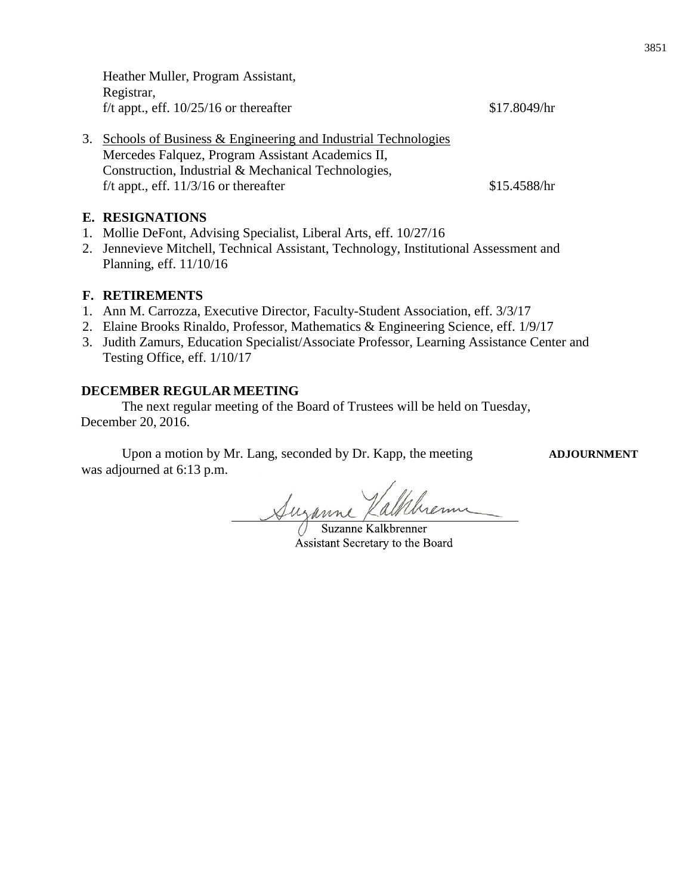Heather Muller, Program Assistant,
Registrar,
f/t appt., eff. 10/25/16 or thereafter $17.8049/hr

3. Schools of Business & Engineering and Industrial Technologies
   Mercedes Falquez, Program Assistant Academics II,
   Construction, Industrial & Mechanical Technologies,
   f/t appt., eff. 11/3/16 or thereafter $15.4588/hr

**E. RESIGNATIONS**

1. Mollie DeFont, Advising Specialist, Liberal Arts, eff. 10/27/16
2. Jennevieve Mitchell, Technical Assistant, Technology, Institutional Assessment and Planning, eff. 11/10/16

**F. RETIREMENTS**

1. Ann M. Carrozza, Executive Director, Faculty-Student Association, eff. 3/3/17
2. Elaine Brooks Rinaldo, Professor, Mathematics & Engineering Science, eff. 1/9/17
3. Judith Zamurs, Education Specialist/Associate Professor, Learning Assistance Center and Testing Office, eff. 1/10/17

**DECEMBER REGULAR MEETING**

The next regular meeting of the Board of Trustees will be held on Tuesday, December 20, 2016.

**ADJOURNMENT**

Upon a motion by Mr. Lang, seconded by Dr. Kapp, the meeting was adjourned at 6:13 p.m.

Suzanne Kalkbrenner
Assistant Secretary to the Board